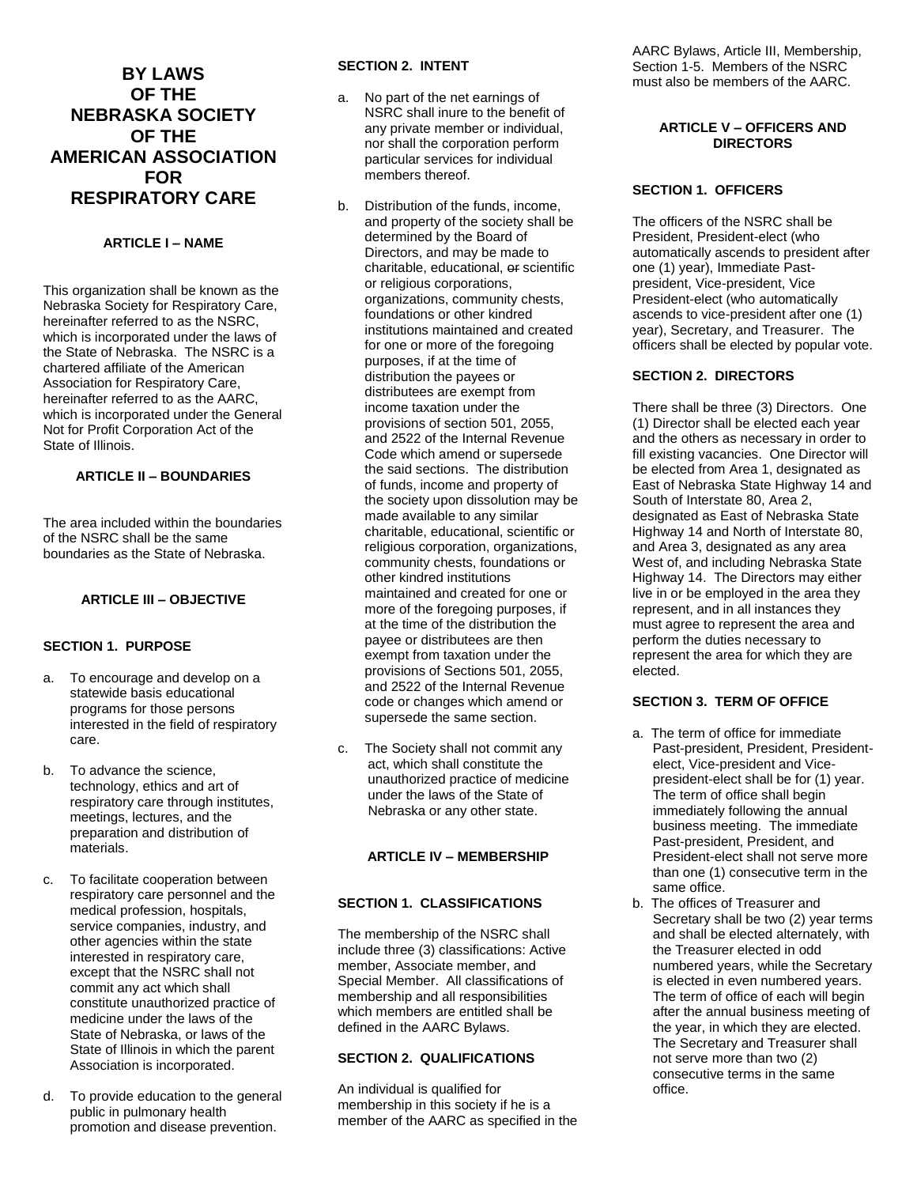# BY LAWS OF THE NEBRASKA SOCIETY OF THE AMERICAN ASSOCIATION FOR RESPIRATORY CARE

## ARTICLE I – NAME

This organization shall be known as the Nebraska Society for Respiratory Care, hereinafter referred to as the NSRC, which is incorporated under the laws of the State of Nebraska. The NSRC is a chartered affiliate of the American Association for Respiratory Care, hereinafter referred to as the AARC, which is incorporated under the General Not for Profit Corporation Act of the State of Illinois.

## ARTICLE II – BOUNDARIES

The area included within the boundaries of the NSRC shall be the same boundaries as the State of Nebraska.

## ARTICLE III – OBJECTIVE

### SECTION 1. PURPOSE

a. To encourage and develop on a statewide basis educational programs for those persons interested in the field of respiratory care.

b. To advance the science, technology, ethics and art of respiratory care through institutes, meetings, lectures, and the preparation and distribution of materials.

c. To facilitate cooperation between respiratory care personnel and the medical profession, hospitals, service companies, industry, and other agencies within the state interested in respiratory care, except that the NSRC shall not commit any act which shall constitute unauthorized practice of medicine under the laws of the State of Nebraska, or laws of the State of Illinois in which the parent Association is incorporated.

d. To provide education to the general public in pulmonary health promotion and disease prevention.

### SECTION 2. INTENT

a. No part of the net earnings of NSRC shall inure to the benefit of any private member or individual, nor shall the corporation perform particular services for individual members thereof.

b. Distribution of the funds, income, and property of the society shall be determined by the Board of Directors, and may be made to charitable, educational, ~~or~~ scientific or religious corporations, organizations, community chests, foundations or other kindred institutions maintained and created for one or more of the foregoing purposes, if at the time of distribution the payees or distributees are exempt from income taxation under the provisions of section 501, 2055, and 2522 of the Internal Revenue Code which amend or supersede the said sections. The distribution of funds, income and property of the society upon dissolution may be made available to any similar charitable, educational, scientific or religious corporation, organizations, community chests, foundations or other kindred institutions maintained and created for one or more of the foregoing purposes, if at the time of the distribution the payee or distributees are then exempt from taxation under the provisions of Sections 501, 2055, and 2522 of the Internal Revenue code or changes which amend or supersede the same section.

c. The Society shall not commit any act, which shall constitute the unauthorized practice of medicine under the laws of the State of Nebraska or any other state.

## ARTICLE IV – MEMBERSHIP

### SECTION 1. CLASSIFICATIONS

The membership of the NSRC shall include three (3) classifications: Active member, Associate member, and Special Member. All classifications of membership and all responsibilities which members are entitled shall be defined in the AARC Bylaws.

### SECTION 2. QUALIFICATIONS

An individual is qualified for membership in this society if he is a member of the AARC as specified in the AARC Bylaws, Article III, Membership, Section 1-5. Members of the NSRC must also be members of the AARC.

## ARTICLE V – OFFICERS AND DIRECTORS

### SECTION 1. OFFICERS

The officers of the NSRC shall be President, President-elect (who automatically ascends to president after one (1) year), Immediate Past-president, Vice-president, Vice President-elect (who automatically ascends to vice-president after one (1) year), Secretary, and Treasurer. The officers shall be elected by popular vote.

### SECTION 2. DIRECTORS

There shall be three (3) Directors. One (1) Director shall be elected each year and the others as necessary in order to fill existing vacancies. One Director will be elected from Area 1, designated as East of Nebraska State Highway 14 and South of Interstate 80, Area 2, designated as East of Nebraska State Highway 14 and North of Interstate 80, and Area 3, designated as any area West of, and including Nebraska State Highway 14. The Directors may either live in or be employed in the area they represent, and in all instances they must agree to represent the area and perform the duties necessary to represent the area for which they are elected.

### SECTION 3. TERM OF OFFICE

a. The term of office for immediate Past-president, President, President-elect, Vice-president and Vice-president-elect shall be for (1) year. The term of office shall begin immediately following the annual business meeting. The immediate Past-president, President, and President-elect shall not serve more than one (1) consecutive term in the same office.

b. The offices of Treasurer and Secretary shall be two (2) year terms and shall be elected alternately, with the Treasurer elected in odd numbered years, while the Secretary is elected in even numbered years. The term of office of each will begin after the annual business meeting of the year, in which they are elected. The Secretary and Treasurer shall not serve more than two (2) consecutive terms in the same office.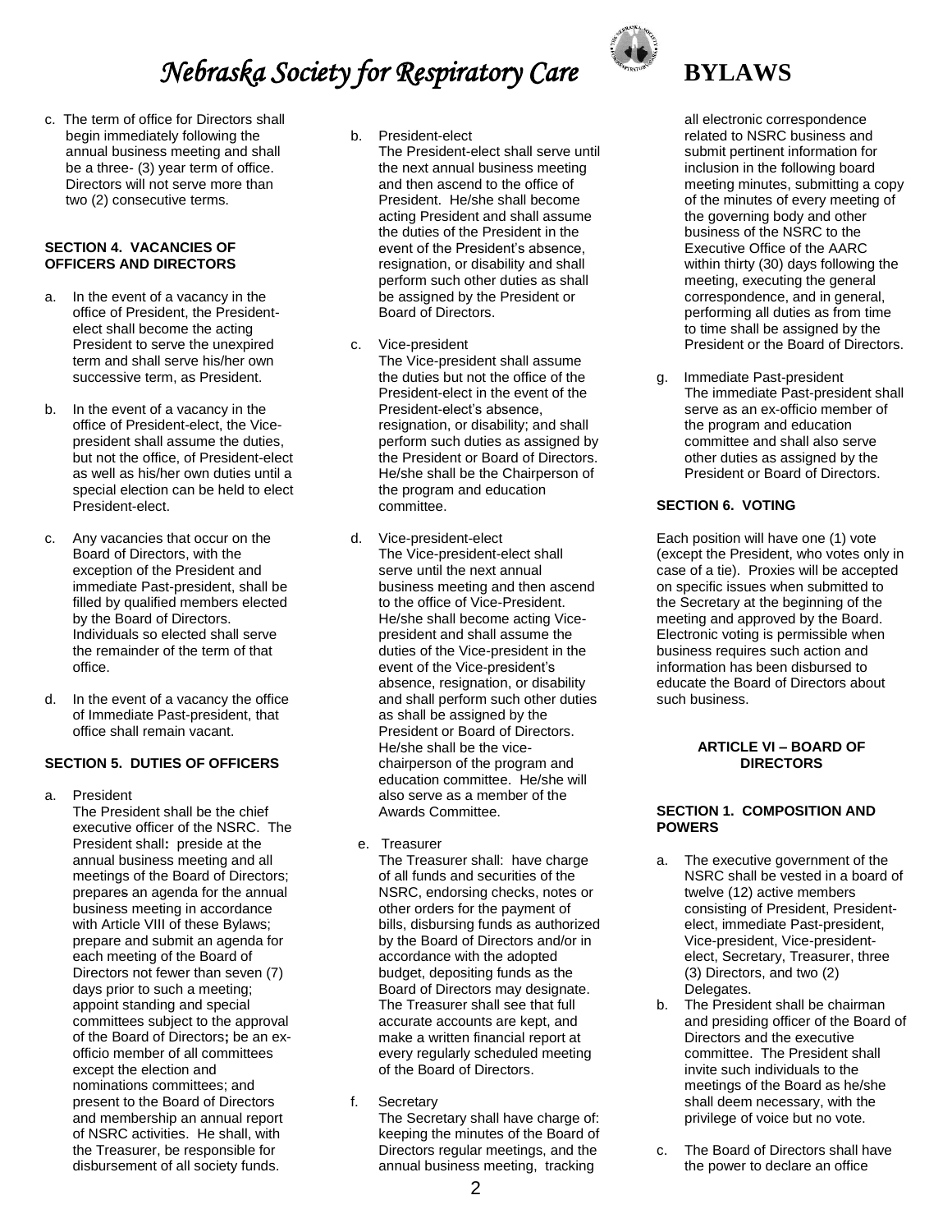c. The term of office for Directors shall begin immediately following the annual business meeting and shall be a three- (3) year term of office. Directors will not serve more than two (2) consecutive terms.

**SECTION 4. VACANCIES OF OFFICERS AND DIRECTORS**

a. In the event of a vacancy in the office of President, the President-elect shall become the acting President to serve the unexpired term and shall serve his/her own successive term, as President.

b. In the event of a vacancy in the office of President-elect, the Vice-president shall assume the duties, but not the office, of President-elect as well as his/her own duties until a special election can be held to elect President-elect.

c. Any vacancies that occur on the Board of Directors, with the exception of the President and immediate Past-president, shall be filled by qualified members elected by the Board of Directors. Individuals so elected shall serve the remainder of the term of that office.

d. In the event of a vacancy the office of Immediate Past-president, that office shall remain vacant.

**SECTION 5. DUTIES OF OFFICERS**

a. President
The President shall be the chief executive officer of the NSRC. The President shall**:** preside at the annual business meeting and all meetings of the Board of Directors; prepares an agenda for the annual business meeting in accordance with Article VIII of these Bylaws; prepare and submit an agenda for each meeting of the Board of Directors not fewer than seven (7) days prior to such a meeting; appoint standing and special committees subject to the approval of the Board of Directors**;** be an ex-officio member of all committees except the election and nominations committees; and present to the Board of Directors and membership an annual report of NSRC activities. He shall, with the Treasurer, be responsible for disbursement of all society funds.

b. President-elect
The President-elect shall serve until the next annual business meeting and then ascend to the office of President. He/she shall become acting President and shall assume the duties of the President in the event of the President's absence, resignation, or disability and shall perform such other duties as shall be assigned by the President or Board of Directors.

c. Vice-president
The Vice-president shall assume the duties but not the office of the President-elect in the event of the President-elect's absence, resignation, or disability; and shall perform such duties as assigned by the President or Board of Directors. He/she shall be the Chairperson of the program and education committee.

d. Vice-president-elect
The Vice-president-elect shall serve until the next annual business meeting and then ascend to the office of Vice-President. He/she shall become acting Vice-president and shall assume the duties of the Vice-president in the event of the Vice-president's absence, resignation, or disability and shall perform such other duties as shall be assigned by the President or Board of Directors. He/she shall be the vice-chairperson of the program and education committee. He/she will also serve as a member of the Awards Committee.

e. Treasurer
The Treasurer shall: have charge of all funds and securities of the NSRC, endorsing checks, notes or other orders for the payment of bills, disbursing funds as authorized by the Board of Directors and/or in accordance with the adopted budget, depositing funds as the Board of Directors may designate. The Treasurer shall see that full accurate accounts are kept, and make a written financial report at every regularly scheduled meeting of the Board of Directors.

f. Secretary
The Secretary shall have charge of: keeping the minutes of the Board of Directors regular meetings, and the annual business meeting, tracking all electronic correspondence related to NSRC business and submit pertinent information for inclusion in the following board meeting minutes, submitting a copy of the minutes of every meeting of the governing body and other business of the NSRC to the Executive Office of the AARC within thirty (30) days following the meeting, executing the general correspondence, and in general, performing all duties as from time to time shall be assigned by the President or the Board of Directors.

g. Immediate Past-president
The immediate Past-president shall serve as an ex-officio member of the program and education committee and shall also serve other duties as assigned by the President or Board of Directors.

**SECTION 6. VOTING**

Each position will have one (1) vote (except the President, who votes only in case of a tie). Proxies will be accepted on specific issues when submitted to the Secretary at the beginning of the meeting and approved by the Board. Electronic voting is permissible when business requires such action and information has been disbursed to educate the Board of Directors about such business.

## ARTICLE VI – BOARD OF DIRECTORS

**SECTION 1. COMPOSITION AND POWERS**

a. The executive government of the NSRC shall be vested in a board of twelve (12) active members consisting of President, President-elect, immediate Past-president, Vice-president, Vice-president-elect, Secretary, Treasurer, three (3) Directors, and two (2) Delegates.
b. The President shall be chairman and presiding officer of the Board of Directors and the executive committee. The President shall invite such individuals to the meetings of the Board as he/she shall deem necessary, with the privilege of voice but no vote.

c. The Board of Directors shall have the power to declare an office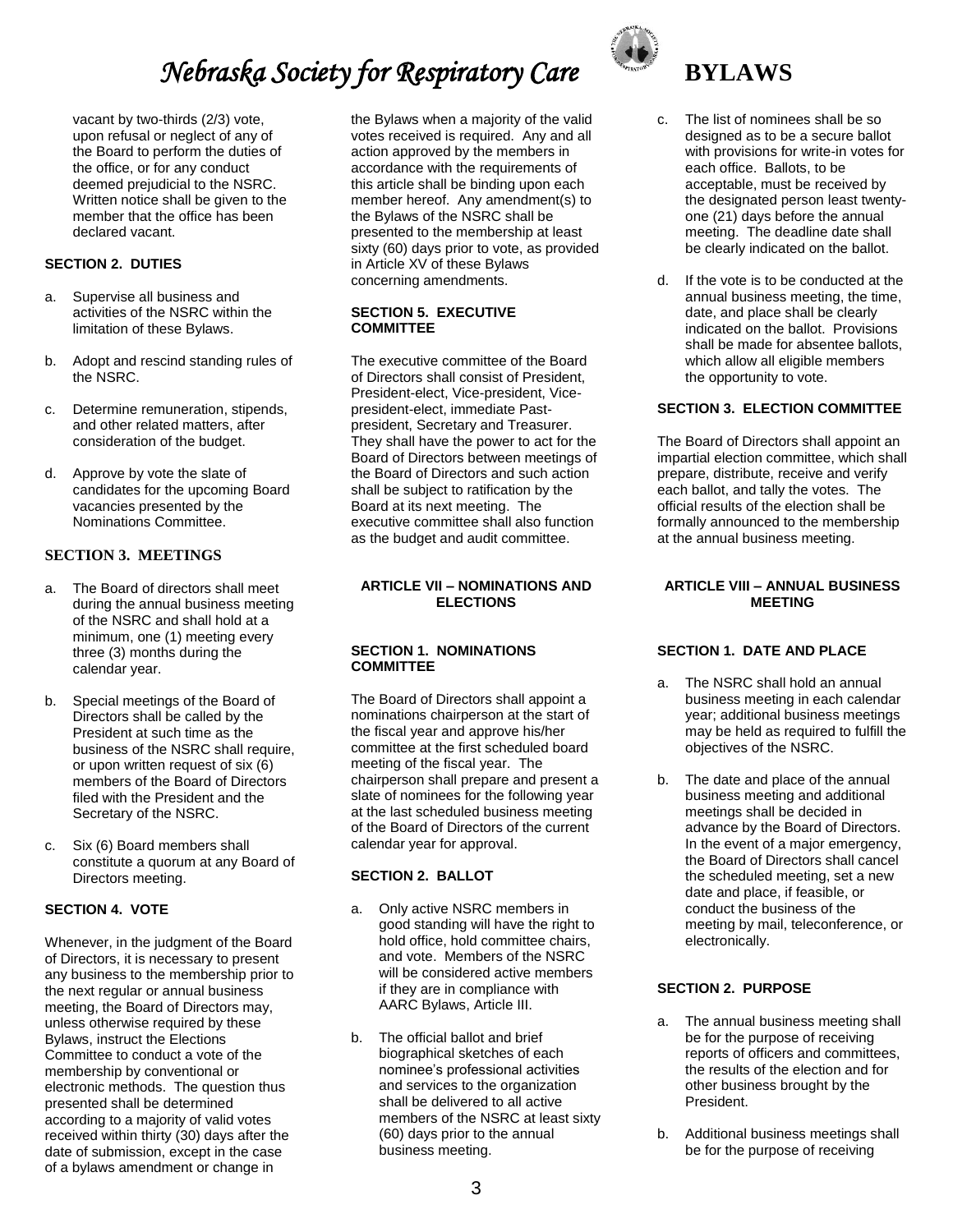vacant by two-thirds (2/3) vote, upon refusal or neglect of any of the Board to perform the duties of the office, or for any conduct deemed prejudicial to the NSRC. Written notice shall be given to the member that the office has been declared vacant.

#### SECTION 2. DUTIES

a. Supervise all business and activities of the NSRC within the limitation of these Bylaws.

b. Adopt and rescind standing rules of the NSRC.

c. Determine remuneration, stipends, and other related matters, after consideration of the budget.

d. Approve by vote the slate of candidates for the upcoming Board vacancies presented by the Nominations Committee.

#### SECTION 3. MEETINGS

a. The Board of directors shall meet during the annual business meeting of the NSRC and shall hold at a minimum, one (1) meeting every three (3) months during the calendar year.

b. Special meetings of the Board of Directors shall be called by the President at such time as the business of the NSRC shall require, or upon written request of six (6) members of the Board of Directors filed with the President and the Secretary of the NSRC.

c. Six (6) Board members shall constitute a quorum at any Board of Directors meeting.

#### SECTION 4. VOTE

Whenever, in the judgment of the Board of Directors, it is necessary to present any business to the membership prior to the next regular or annual business meeting, the Board of Directors may, unless otherwise required by these Bylaws, instruct the Elections Committee to conduct a vote of the membership by conventional or electronic methods. The question thus presented shall be determined according to a majority of valid votes received within thirty (30) days after the date of submission, except in the case of a bylaws amendment or change in the Bylaws when a majority of the valid votes received is required. Any and all action approved by the members in accordance with the requirements of this article shall be binding upon each member hereof. Any amendment(s) to the Bylaws of the NSRC shall be presented to the membership at least sixty (60) days prior to vote, as provided in Article XV of these Bylaws concerning amendments.

#### SECTION 5. EXECUTIVE COMMITTEE

The executive committee of the Board of Directors shall consist of President, President-elect, Vice-president, Vice-president-elect, immediate Past-president, Secretary and Treasurer. They shall have the power to act for the Board of Directors between meetings of the Board of Directors and such action shall be subject to ratification by the Board at its next meeting. The executive committee shall also function as the budget and audit committee.

### ARTICLE VII – NOMINATIONS AND ELECTIONS

#### SECTION 1. NOMINATIONS COMMITTEE

The Board of Directors shall appoint a nominations chairperson at the start of the fiscal year and approve his/her committee at the first scheduled board meeting of the fiscal year. The chairperson shall prepare and present a slate of nominees for the following year at the last scheduled business meeting of the Board of Directors of the current calendar year for approval.

#### SECTION 2. BALLOT

a. Only active NSRC members in good standing will have the right to hold office, hold committee chairs, and vote. Members of the NSRC will be considered active members if they are in compliance with AARC Bylaws, Article III.

b. The official ballot and brief biographical sketches of each nominee's professional activities and services to the organization shall be delivered to all active members of the NSRC at least sixty (60) days prior to the annual business meeting.

c. The list of nominees shall be so designed as to be a secure ballot with provisions for write-in votes for each office. Ballots, to be acceptable, must be received by the designated person least twenty-one (21) days before the annual meeting. The deadline date shall be clearly indicated on the ballot.

d. If the vote is to be conducted at the annual business meeting, the time, date, and place shall be clearly indicated on the ballot. Provisions shall be made for absentee ballots, which allow all eligible members the opportunity to vote.

#### SECTION 3. ELECTION COMMITTEE

The Board of Directors shall appoint an impartial election committee, which shall prepare, distribute, receive and verify each ballot, and tally the votes. The official results of the election shall be formally announced to the membership at the annual business meeting.

### ARTICLE VIII – ANNUAL BUSINESS MEETING

#### SECTION 1. DATE AND PLACE

a. The NSRC shall hold an annual business meeting in each calendar year; additional business meetings may be held as required to fulfill the objectives of the NSRC.

b. The date and place of the annual business meeting and additional meetings shall be decided in advance by the Board of Directors. In the event of a major emergency, the Board of Directors shall cancel the scheduled meeting, set a new date and place, if feasible, or conduct the business of the meeting by mail, teleconference, or electronically.

#### SECTION 2. PURPOSE

a. The annual business meeting shall be for the purpose of receiving reports of officers and committees, the results of the election and for other business brought by the President.

b. Additional business meetings shall be for the purpose of receiving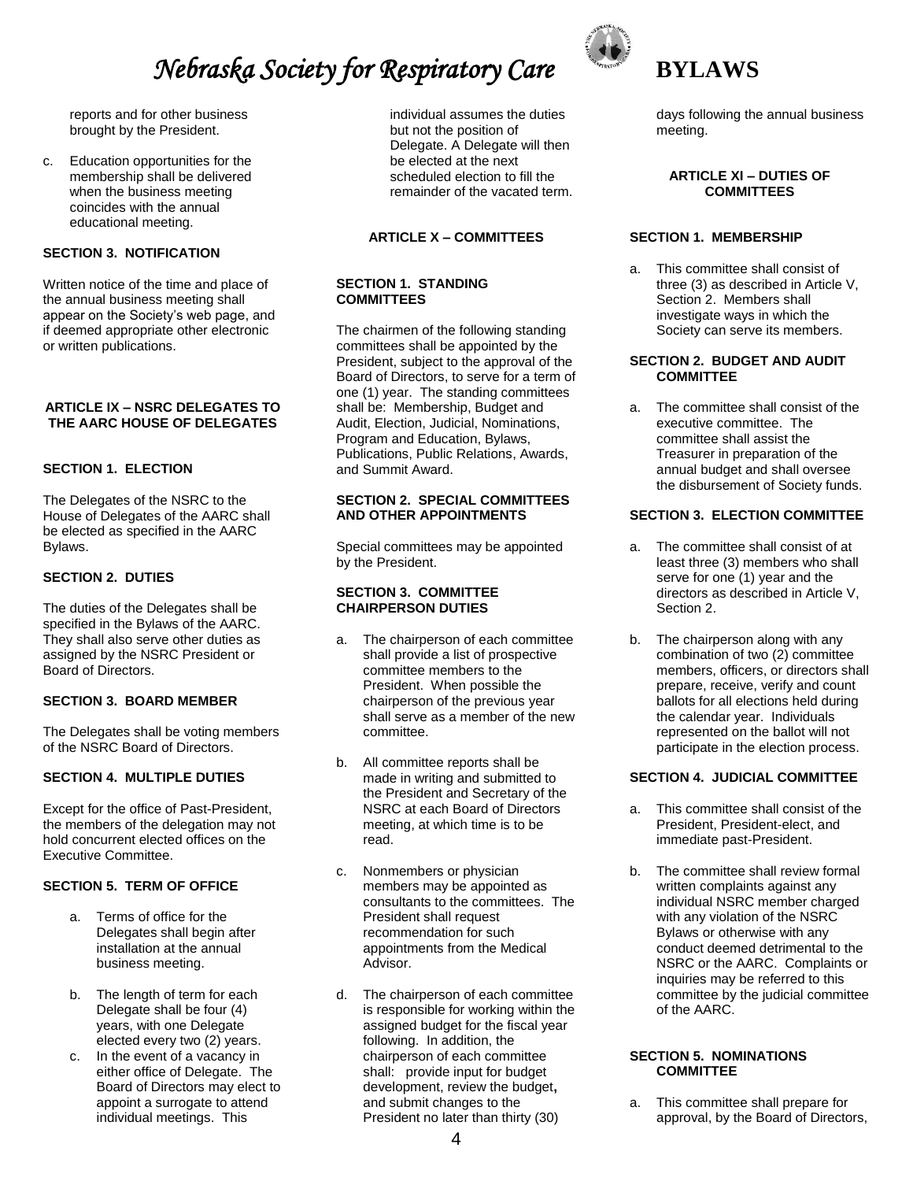reports and for other business brought by the President.

c. Education opportunities for the membership shall be delivered when the business meeting coincides with the annual educational meeting.

**SECTION 3. NOTIFICATION**

Written notice of the time and place of the annual business meeting shall appear on the Society's web page, and if deemed appropriate other electronic or written publications.

## ARTICLE IX – NSRC DELEGATES TO THE AARC HOUSE OF DELEGATES

**SECTION 1. ELECTION**

The Delegates of the NSRC to the House of Delegates of the AARC shall be elected as specified in the AARC Bylaws.

**SECTION 2. DUTIES**

The duties of the Delegates shall be specified in the Bylaws of the AARC. They shall also serve other duties as assigned by the NSRC President or Board of Directors.

**SECTION 3. BOARD MEMBER**

The Delegates shall be voting members of the NSRC Board of Directors.

**SECTION 4. MULTIPLE DUTIES**

Except for the office of Past-President, the members of the delegation may not hold concurrent elected offices on the Executive Committee.

**SECTION 5. TERM OF OFFICE**

a. Terms of office for the Delegates shall begin after installation at the annual business meeting.

b. The length of term for each Delegate shall be four (4) years, with one Delegate elected every two (2) years.

c. In the event of a vacancy in either office of Delegate. The Board of Directors may elect to appoint a surrogate to attend individual meetings. This individual assumes the duties but not the position of Delegate. A Delegate will then be elected at the next scheduled election to fill the remainder of the vacated term.

## ARTICLE X – COMMITTEES

**SECTION 1. STANDING COMMITTEES**

The chairmen of the following standing committees shall be appointed by the President, subject to the approval of the Board of Directors, to serve for a term of one (1) year. The standing committees shall be: Membership, Budget and Audit, Election, Judicial, Nominations, Program and Education, Bylaws, Publications, Public Relations, Awards, and Summit Award.

**SECTION 2. SPECIAL COMMITTEES AND OTHER APPOINTMENTS**

Special committees may be appointed by the President.

**SECTION 3. COMMITTEE CHAIRPERSON DUTIES**

a. The chairperson of each committee shall provide a list of prospective committee members to the President. When possible the chairperson of the previous year shall serve as a member of the new committee.

b. All committee reports shall be made in writing and submitted to the President and Secretary of the NSRC at each Board of Directors meeting, at which time is to be read.

c. Nonmembers or physician members may be appointed as consultants to the committees. The President shall request recommendation for such appointments from the Medical Advisor.

d. The chairperson of each committee is responsible for working within the assigned budget for the fiscal year following. In addition, the chairperson of each committee shall: provide input for budget development, review the budget**,** and submit changes to the President no later than thirty (30) days following the annual business meeting.

## ARTICLE XI – DUTIES OF COMMITTEES

**SECTION 1. MEMBERSHIP**

a. This committee shall consist of three (3) as described in Article V, Section 2. Members shall investigate ways in which the Society can serve its members.

**SECTION 2. BUDGET AND AUDIT COMMITTEE**

a. The committee shall consist of the executive committee. The committee shall assist the Treasurer in preparation of the annual budget and shall oversee the disbursement of Society funds.

**SECTION 3. ELECTION COMMITTEE**

a. The committee shall consist of at least three (3) members who shall serve for one (1) year and the directors as described in Article V, Section 2.

b. The chairperson along with any combination of two (2) committee members, officers, or directors shall prepare, receive, verify and count ballots for all elections held during the calendar year. Individuals represented on the ballot will not participate in the election process.

**SECTION 4. JUDICIAL COMMITTEE**

a. This committee shall consist of the President, President-elect, and immediate past-President.

b. The committee shall review formal written complaints against any individual NSRC member charged with any violation of the NSRC Bylaws or otherwise with any conduct deemed detrimental to the NSRC or the AARC. Complaints or inquiries may be referred to this committee by the judicial committee of the AARC.

**SECTION 5. NOMINATIONS COMMITTEE**

a. This committee shall prepare for approval, by the Board of Directors,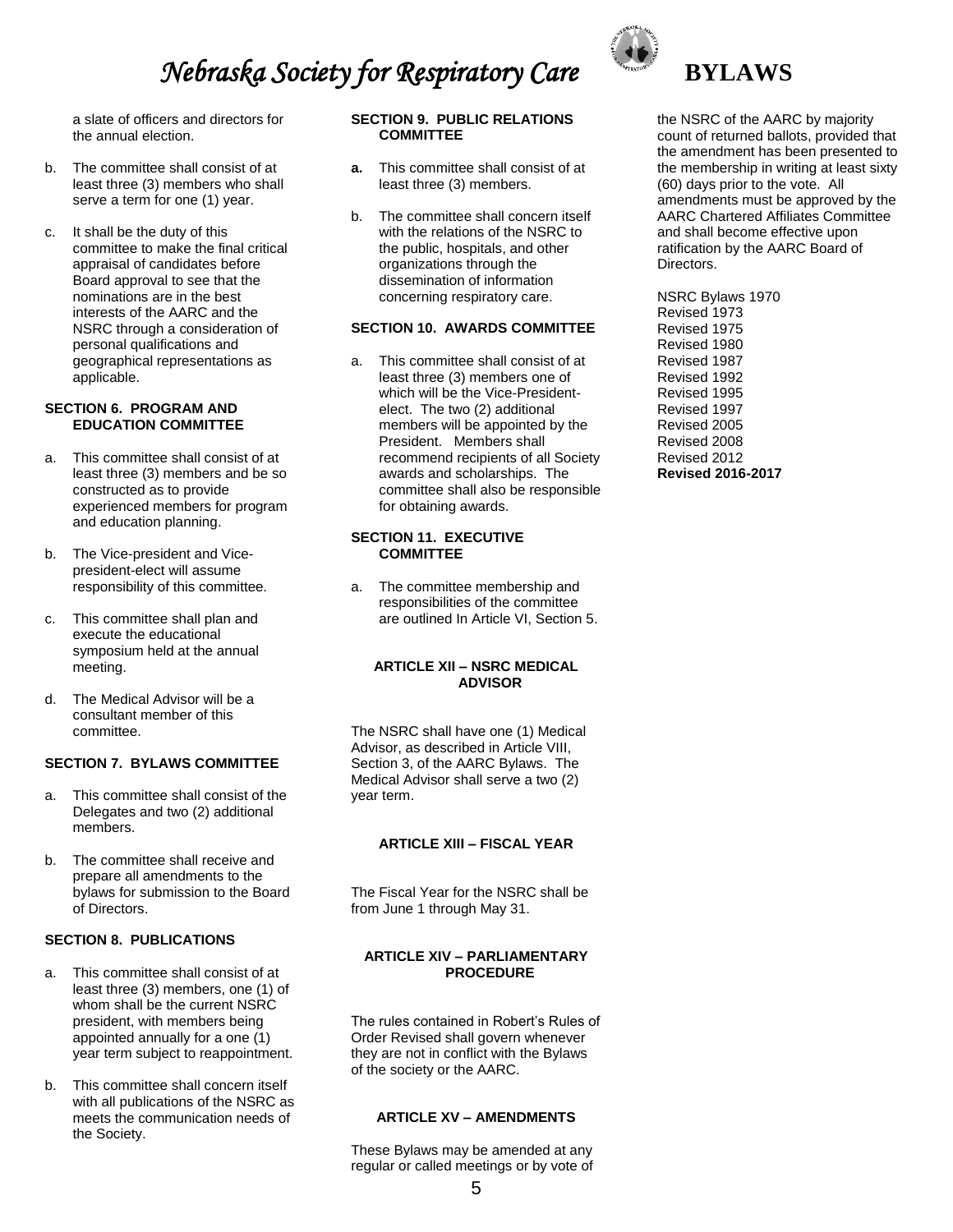a slate of officers and directors for the annual election.

b. The committee shall consist of at least three (3) members who shall serve a term for one (1) year.

c. It shall be the duty of this committee to make the final critical appraisal of candidates before Board approval to see that the nominations are in the best interests of the AARC and the NSRC through a consideration of personal qualifications and geographical representations as applicable.

**SECTION 6. PROGRAM AND EDUCATION COMMITTEE**

a. This committee shall consist of at least three (3) members and be so constructed as to provide experienced members for program and education planning.

b. The Vice-president and Vice-president-elect will assume responsibility of this committee.

c. This committee shall plan and execute the educational symposium held at the annual meeting.

d. The Medical Advisor will be a consultant member of this committee.

**SECTION 7. BYLAWS COMMITTEE**

a. This committee shall consist of the Delegates and two (2) additional members.

b. The committee shall receive and prepare all amendments to the bylaws for submission to the Board of Directors.

**SECTION 8. PUBLICATIONS**

a. This committee shall consist of at least three (3) members, one (1) of whom shall be the current NSRC president, with members being appointed annually for a one (1) year term subject to reappointment.

b. This committee shall concern itself with all publications of the NSRC as meets the communication needs of the Society.

**SECTION 9. PUBLIC RELATIONS COMMITTEE**

**a.** This committee shall consist of at least three (3) members.

b. The committee shall concern itself with the relations of the NSRC to the public, hospitals, and other organizations through the dissemination of information concerning respiratory care.

**SECTION 10. AWARDS COMMITTEE**

a. This committee shall consist of at least three (3) members one of which will be the Vice-President-elect. The two (2) additional members will be appointed by the President. Members shall recommend recipients of all Society awards and scholarships. The committee shall also be responsible for obtaining awards.

**SECTION 11. EXECUTIVE COMMITTEE**

a. The committee membership and responsibilities of the committee are outlined In Article VI, Section 5.

## ARTICLE XII – NSRC MEDICAL ADVISOR

The NSRC shall have one (1) Medical Advisor, as described in Article VIII, Section 3, of the AARC Bylaws. The Medical Advisor shall serve a two (2) year term.

## ARTICLE XIII – FISCAL YEAR

The Fiscal Year for the NSRC shall be from June 1 through May 31.

## ARTICLE XIV – PARLIAMENTARY PROCEDURE

The rules contained in Robert's Rules of Order Revised shall govern whenever they are not in conflict with the Bylaws of the society or the AARC.

## ARTICLE XV – AMENDMENTS

These Bylaws may be amended at any regular or called meetings or by vote of the NSRC of the AARC by majority count of returned ballots, provided that the amendment has been presented to the membership in writing at least sixty (60) days prior to the vote. All amendments must be approved by the AARC Chartered Affiliates Committee and shall become effective upon ratification by the AARC Board of Directors.

NSRC Bylaws 1970
Revised 1973
Revised 1975
Revised 1980
Revised 1987
Revised 1992
Revised 1995
Revised 1997
Revised 2005
Revised 2008
Revised 2012
**Revised 2016-2017**